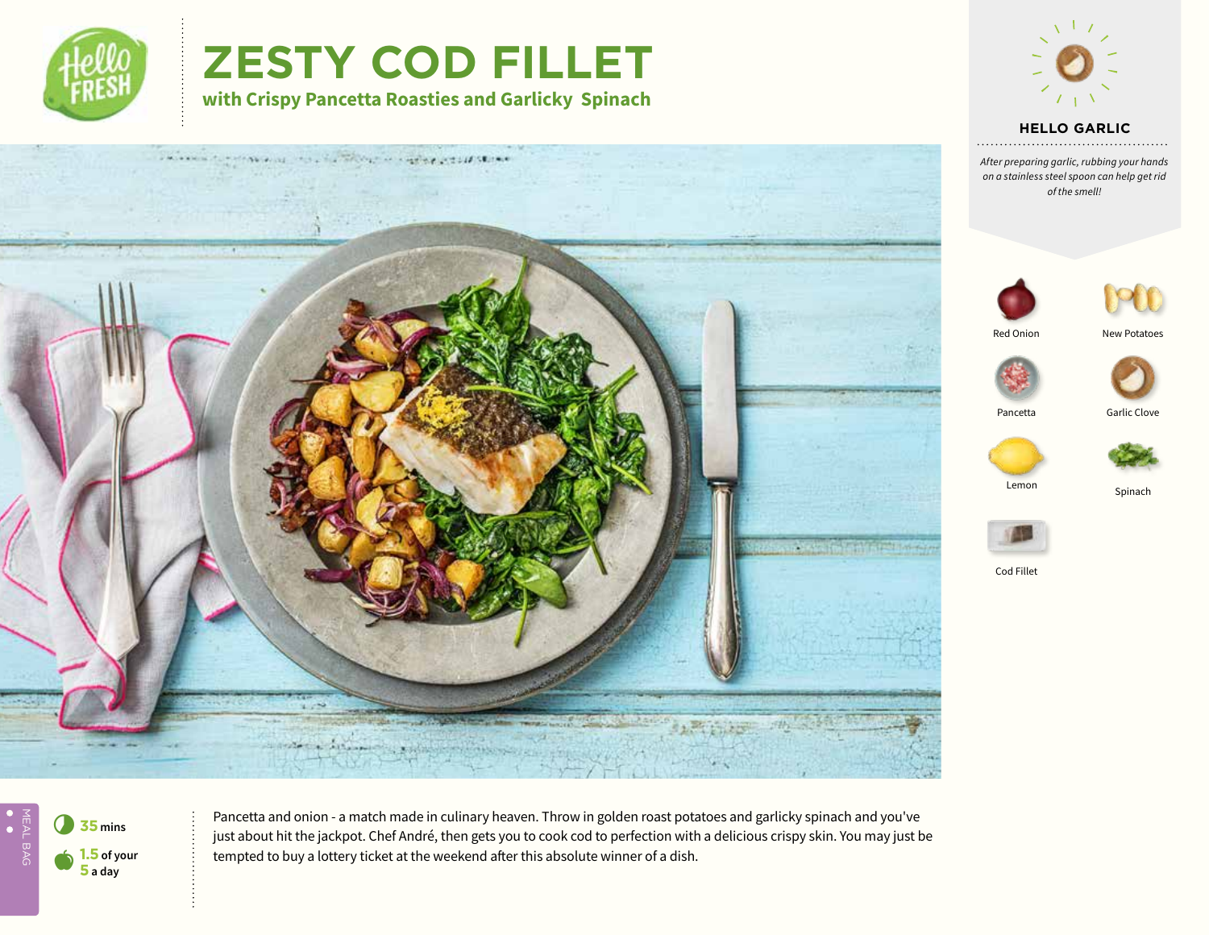# ZESTY COD FILLET

## with Crispy Pancetta Roasties and Garlicky Spinach

### HELLO GARLIC

*After preparing garlic, rubbing your hands on a stainless steel spoon can help get rid of the smell!*

- Red Onion
- New Potatoes
- Pancetta
- Garlic Clove
- Lemon
- Spinach
- Cod Fillet

MEAL BAG

**35** mins

**1.5** of your **5** a day

Pancetta and onion - a match made in culinary heaven. Throw in golden roast potatoes and garlicky spinach and you've just about hit the jackpot. Chef André, then gets you to cook cod to perfection with a delicious crispy skin. You may just be tempted to buy a lottery ticket at the weekend after this absolute winner of a dish.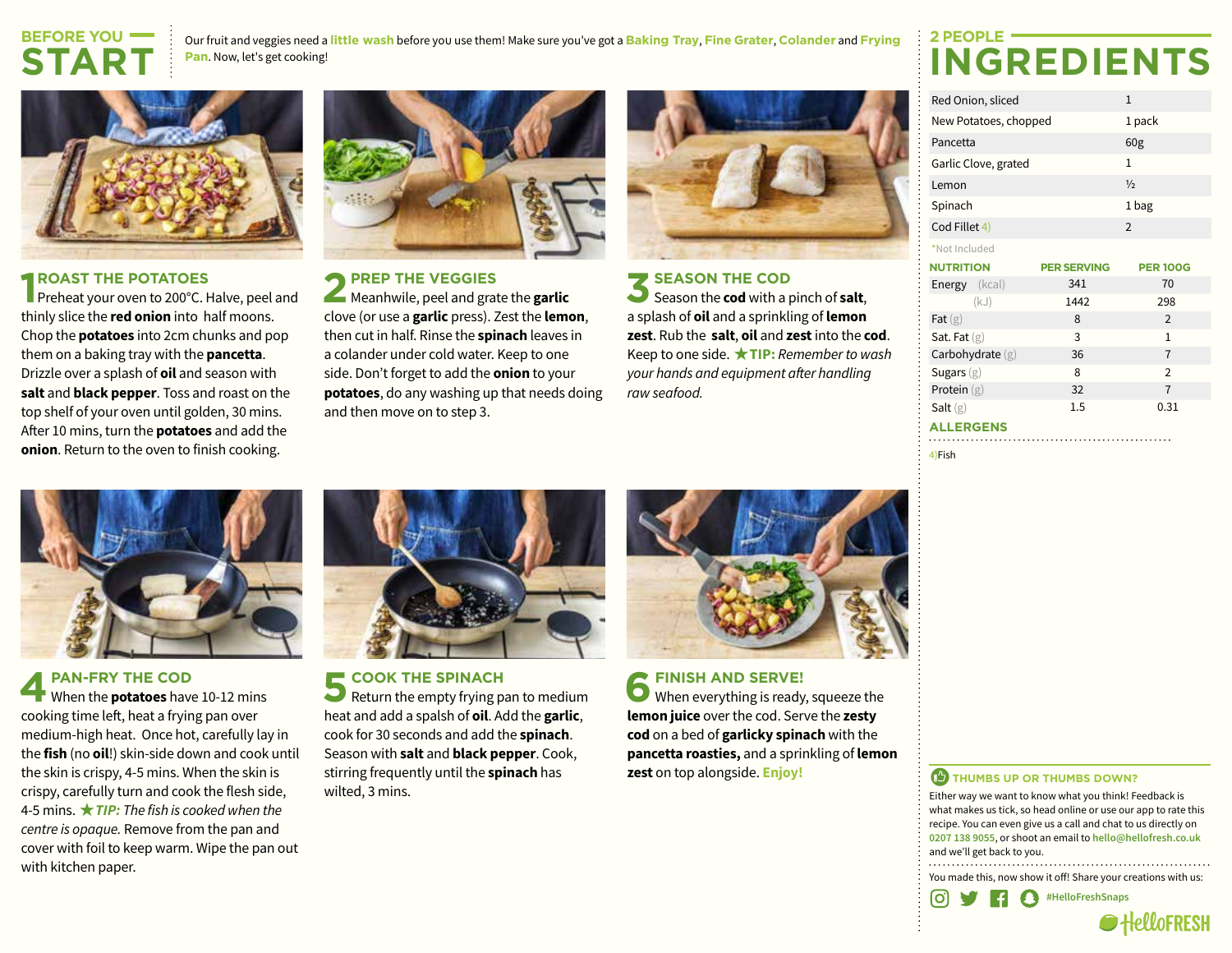## BEFORE YOU START

Our fruit and veggies need a **little wash** before you use them! Make sure you've got a **Baking Tray**, **Fine Grater**, **Colander** and **Frying Pan**. Now, let's get cooking!

### 1 ROAST THE POTATOES

Preheat your oven to 200°C. Halve, peel and thinly slice the **red onion** into half moons. Chop the **potatoes** into 2cm chunks and pop them on a baking tray with the **pancetta**. Drizzle over a splash of **oil** and season with **salt** and **black pepper**. Toss and roast on the top shelf of your oven until golden, 30 mins. After 10 mins, turn the **potatoes** and add the **onion**. Return to the oven to finish cooking.

### 2 PREP THE VEGGIES

Meanhwile, peel and grate the **garlic** clove (or use a **garlic** press). Zest the **lemon**, then cut in half. Rinse the **spinach** leaves in a colander under cold water. Keep to one side. Don't forget to add the **onion** to your **potatoes**, do any washing up that needs doing and then move on to step 3.

### 3 SEASON THE COD

Season the **cod** with a pinch of **salt**, a splash of **oil** and a sprinkling of **lemon zest**. Rub the **salt**, **oil** and **zest** into the **cod**. Keep to one side. ★**TIP:** *Remember to wash your hands and equipment after handling raw seafood.*

### 4 PAN-FRY THE COD

When the **potatoes** have 10-12 mins cooking time left, heat a frying pan over medium-high heat. Once hot, carefully lay in the **fish** (no **oil**!) skin-side down and cook until the skin is crispy, 4-5 mins. When the skin is crispy, carefully turn and cook the flesh side, 4-5 mins. ★***TIP:*** *The fish is cooked when the centre is opaque.* Remove from the pan and cover with foil to keep warm. Wipe the pan out with kitchen paper.

### 5 COOK THE SPINACH

Return the empty frying pan to medium heat and add a spalsh of **oil**. Add the **garlic**, cook for 30 seconds and add the **spinach**. Season with **salt** and **black pepper**. Cook, stirring frequently until the **spinach** has wilted, 3 mins.

### 6 FINISH AND SERVE!

When everything is ready, squeeze the **lemon juice** over the cod. Serve the **zesty cod** on a bed of **garlicky spinach** with the **pancetta roasties,** and a sprinkling of **lemon zest** on top alongside. **Enjoy!**

## 2 PEOPLE INGREDIENTS

| | |
|---|---|
| Red Onion, sliced | 1 |
| New Potatoes, chopped | 1 pack |
| Pancetta | 60g |
| Garlic Clove, grated | 1 |
| Lemon | ½ |
| Spinach | 1 bag |
| Cod Fillet 4) | 2 |

*Not Included

| NUTRITION | | PER SERVING | PER 100G |
|---|---|---|---|
| Energy | (kcal) | 341 | 70 |
| | (kJ) | 1442 | 298 |
| Fat (g) | | 8 | 2 |
| Sat. Fat (g) | | 3 | 1 |
| Carbohydrate (g) | | 36 | 7 |
| Sugars (g) | | 8 | 2 |
| Protein (g) | | 32 | 7 |
| Salt (g) | | 1.5 | 0.31 |

**ALLERGENS**

4) Fish

**THUMBS UP OR THUMBS DOWN?**

Either way we want to know what you think! Feedback is what makes us tick, so head online or use our app to rate this recipe. You can even give us a call and chat to us directly on **0207 138 9055**, or shoot an email to **hello@hellofresh.co.uk** and we'll get back to you.

You made this, now show it off! Share your creations with us:

#HelloFreshSnaps

HelloFRESH